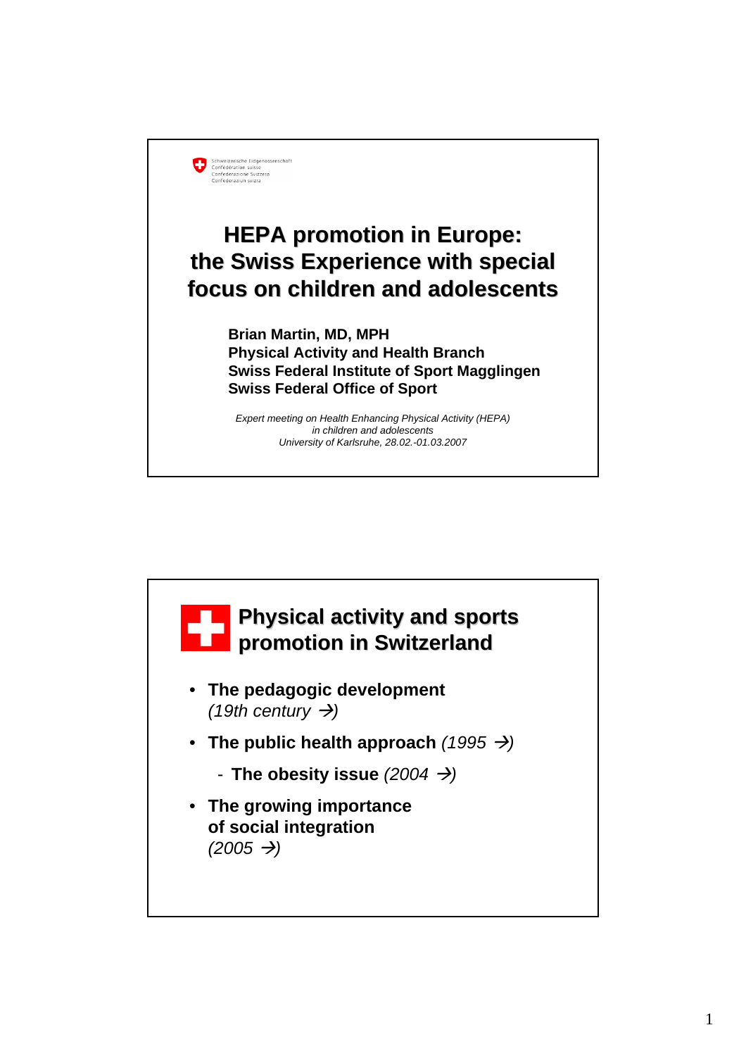Schweizerische Eidgenossenschaft
Confédération suisse
Confederazione Svizzera
Confederaziun svizra

# HEPA promotion in Europe: the Swiss Experience with special focus on children and adolescents

**Brian Martin, MD, MPH**
**Physical Activity and Health Branch**
**Swiss Federal Institute of Sport Magglingen**
**Swiss Federal Office of Sport**

*Expert meeting on Health Enhancing Physical Activity (HEPA)*
*in children and adolescents*
*University of Karlsruhe, 28.02.-01.03.2007*

## Physical activity and sports promotion in Switzerland

- **The pedagogic development** *(19th century →)*
- **The public health approach** *(1995 →)*
  - **The obesity issue** *(2004 →)*
- **The growing importance of social integration** *(2005 →)*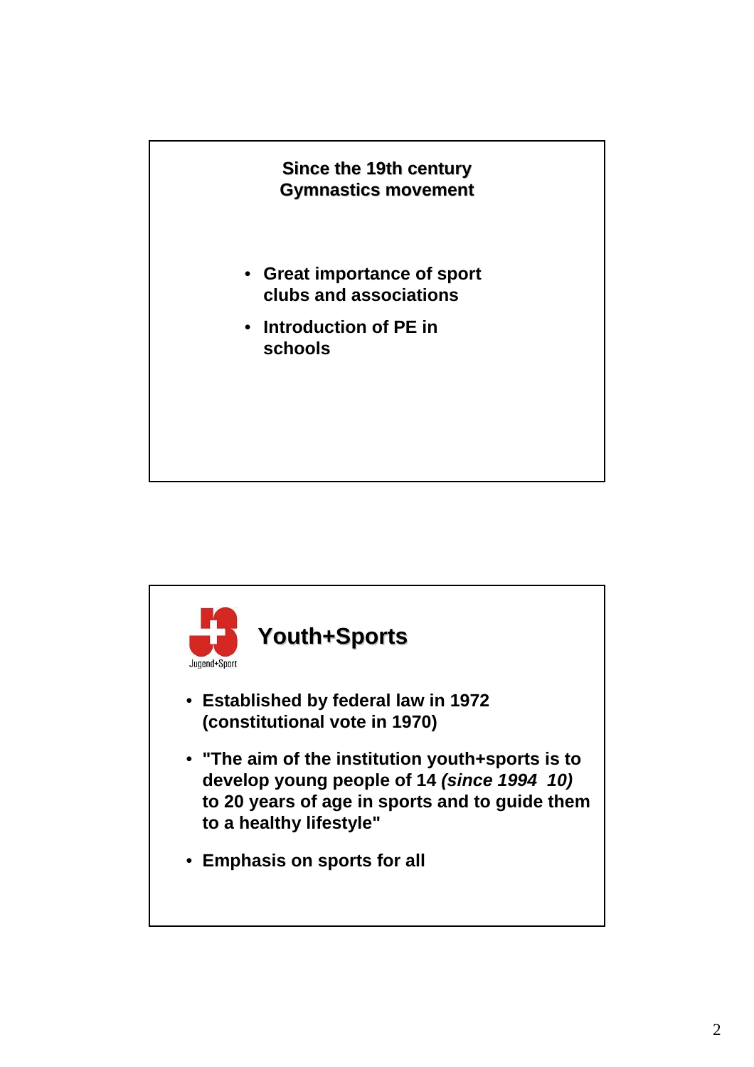## Since the 19th century Gymnastics movement

- **Great importance of sport clubs and associations**
- **Introduction of PE in schools**

## Youth+Sports

Jugend+Sport

- **Established by federal law in 1972 (constitutional vote in 1970)**
- **"The aim of the institution youth+sports is to develop young people of 14 *(since 1994  10)* to 20 years of age in sports and to guide them to a healthy lifestyle"**
- **Emphasis on sports for all**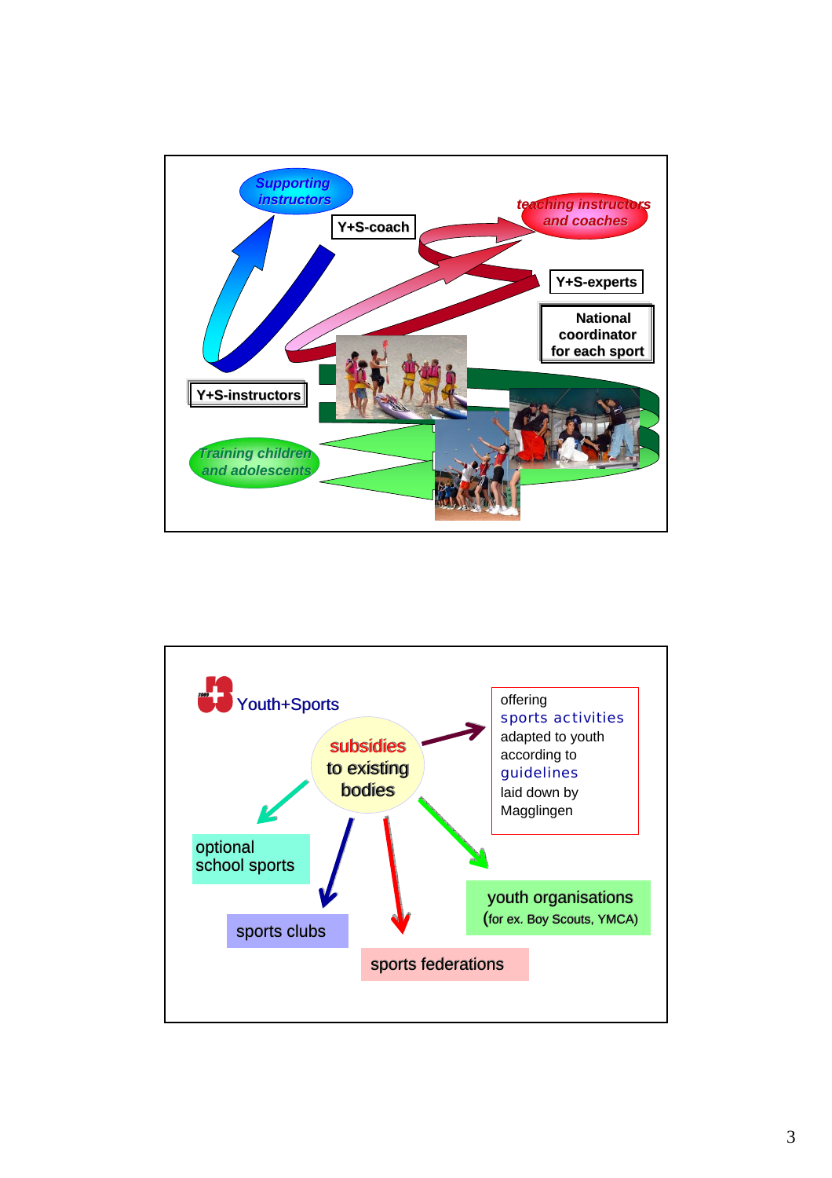Supporting instructors

Y+S-coach

teaching instructors and coaches

Y+S-experts

National coordinator for each sport

Y+S-instructors

Training children and adolescents

---

Youth+Sports

subsidies to existing bodies

offering sports activities adapted to youth according to guidelines laid down by Magglingen

optional school sports

sports clubs

sports federations

youth organisations (for ex. Boy Scouts, YMCA)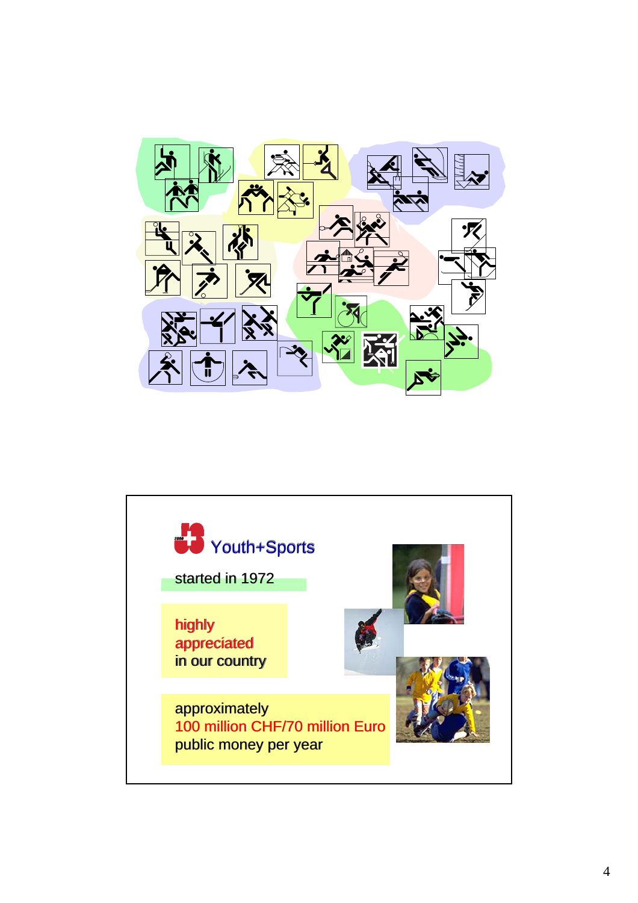Youth+Sports

started in 1972

highly appreciated in our country

approximately
100 million CHF/70 million Euro
public money per year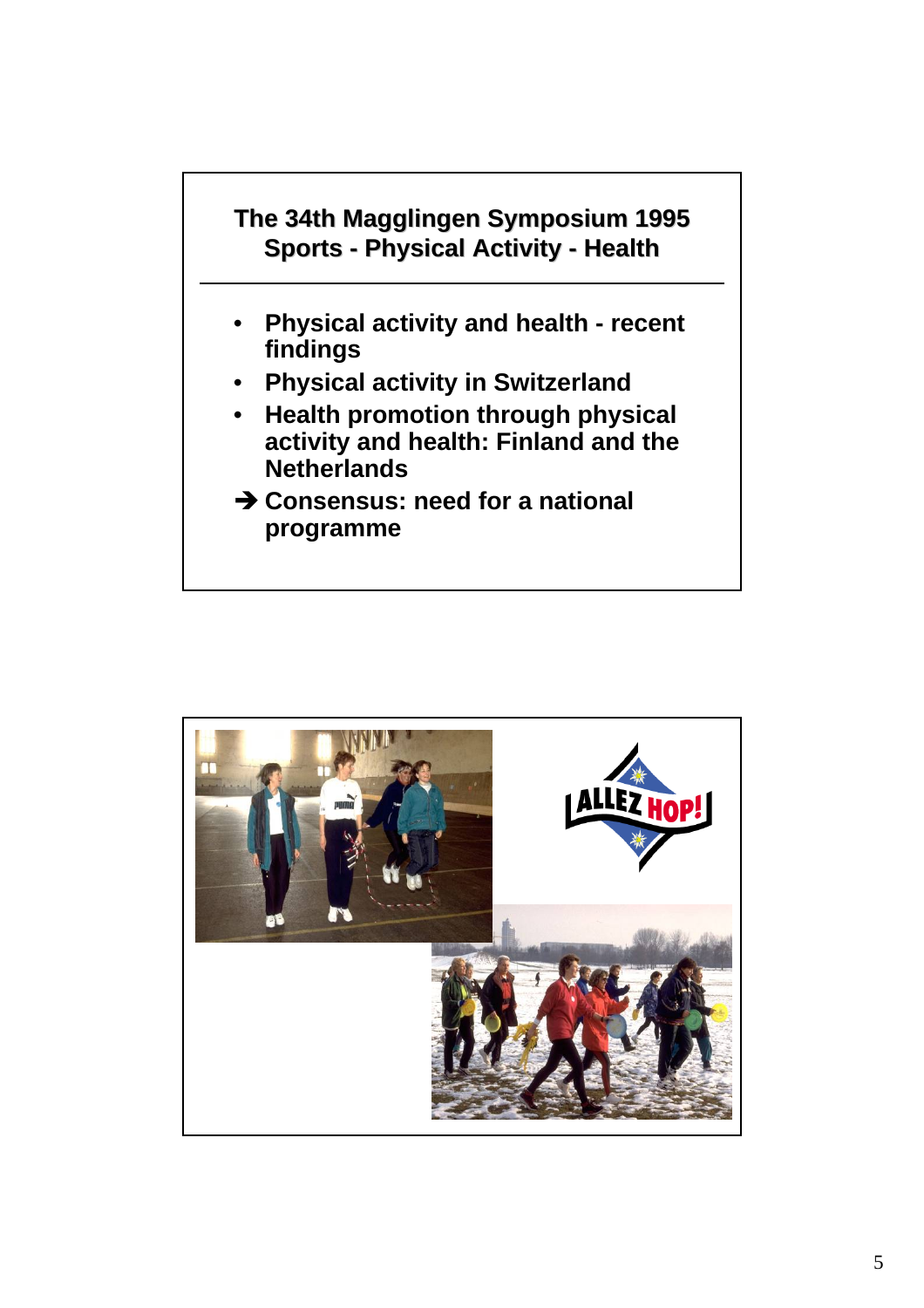## The 34th Magglingen Symposium 1995
## Sports - Physical Activity - Health

- Physical activity and health - recent findings
- Physical activity in Switzerland
- Health promotion through physical activity and health: Finland and the Netherlands

➔ Consensus: need for a national programme

ALLEZ HOP!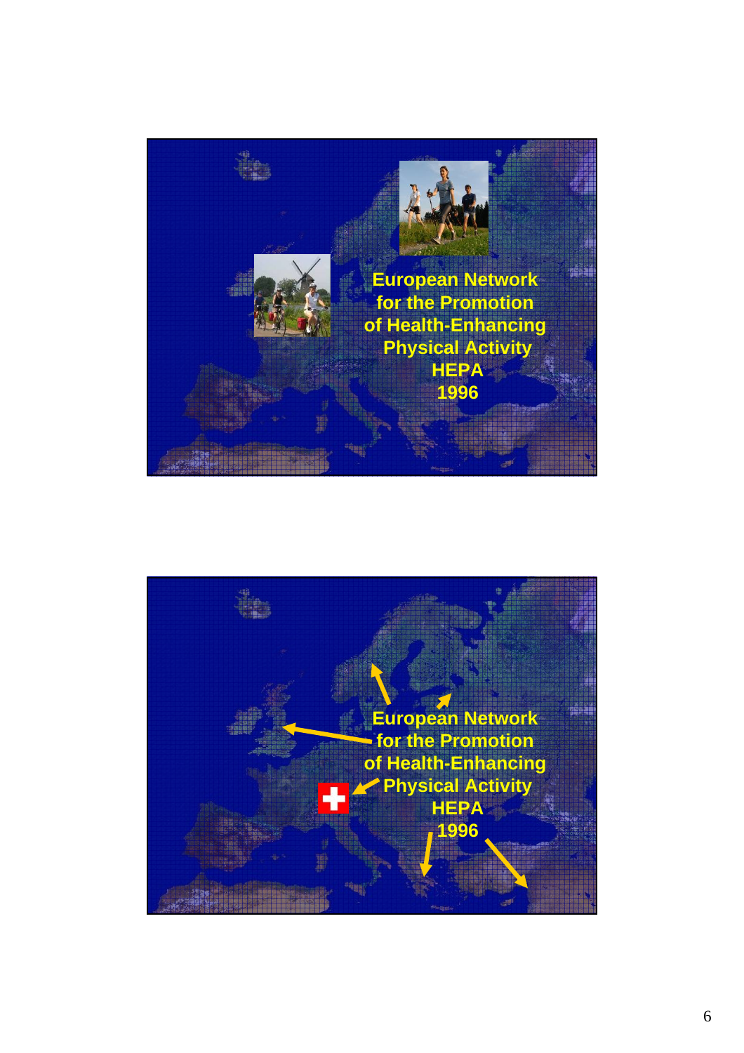European Network
for the Promotion
of Health-Enhancing
Physical Activity
HEPA
1996

European Network
for the Promotion
of Health-Enhancing
Physical Activity
HEPA
1996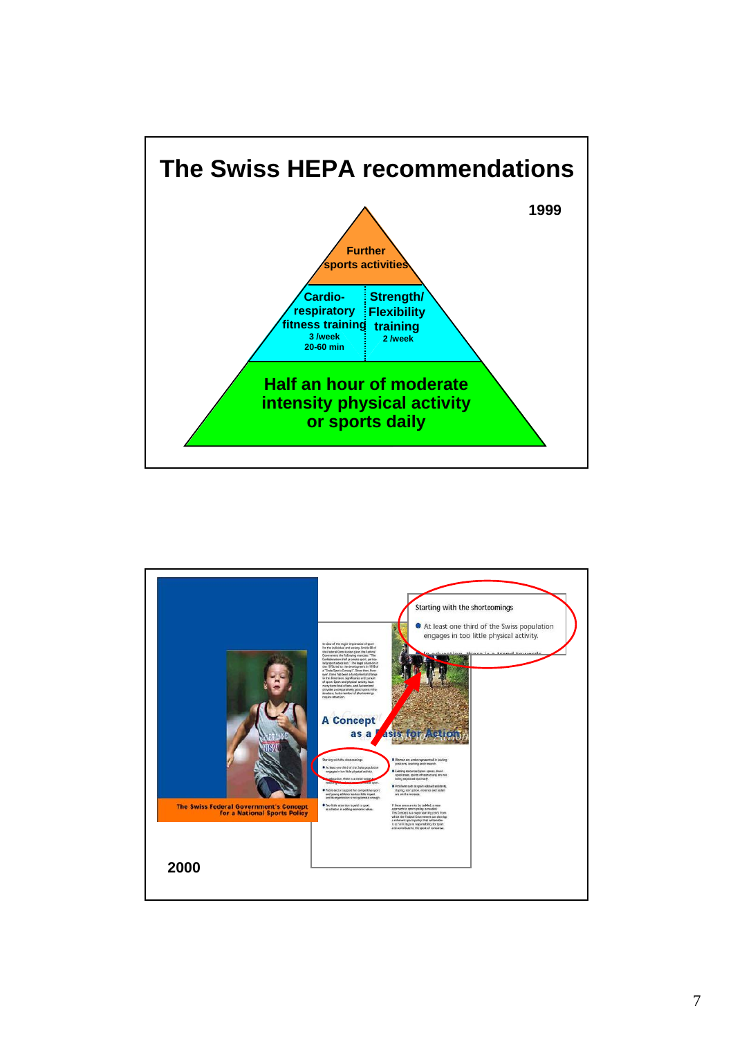# The Swiss HEPA recommendations

1999

Further sports activities

Cardio-respiratory fitness training
3 /week
20-60 min

Strength/ Flexibility training
2 /week

Half an hour of moderate intensity physical activity or sports daily

The Swiss Federal Government's Concept for a National Sports Policy

A Concept as a Basis for Action

Starting with the shortcomings

- At least one third of the Swiss population engages in too little physical activity.

2000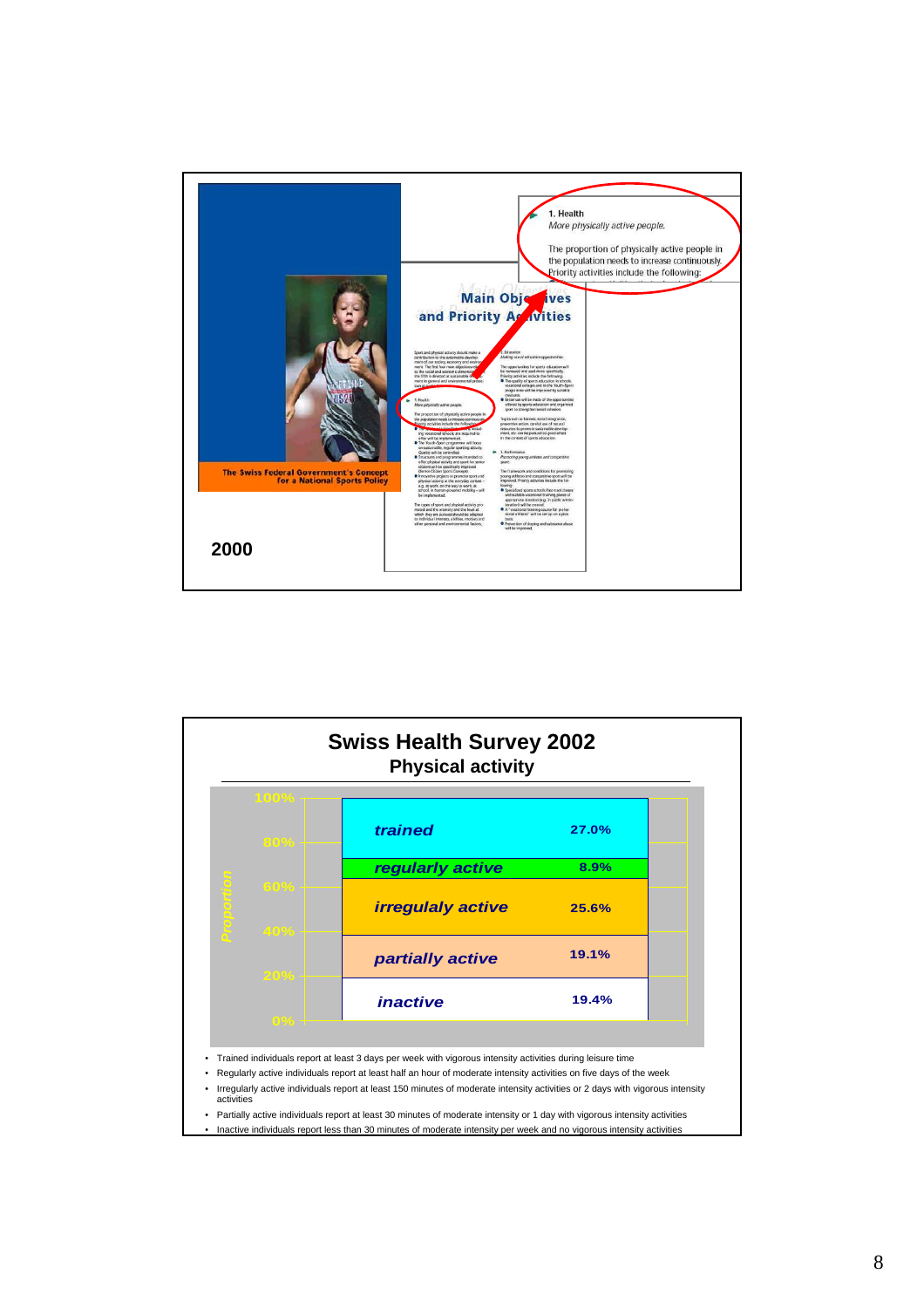The Swiss Federal Government's Concept for a National Sports Policy

2000

Main Objectives and Priority Activities

1. Health
*More physically active people.*

The proportion of physically active people in the population needs to increase continuously. Priority activities include the following:

# Swiss Health Survey 2002

## Physical activity

100%
80%
60%
40%
20%
0%

Proportion

trained 27.0%

regularly active 8.9%

irregulaly active 25.6%

partially active 19.1%

inactive 19.4%

- Trained individuals report at least 3 days per week with vigorous intensity activities during leisure time
- Regularly active individuals report at least half an hour of moderate intensity activities on five days of the week
- Irregularly active individuals report at least 150 minutes of moderate intensity activities or 2 days with vigorous intensity activities
- Partially active individuals report at least 30 minutes of moderate intensity or 1 day with vigorous intensity activities
- Inactive individuals report less than 30 minutes of moderate intensity per week and no vigorous intensity activities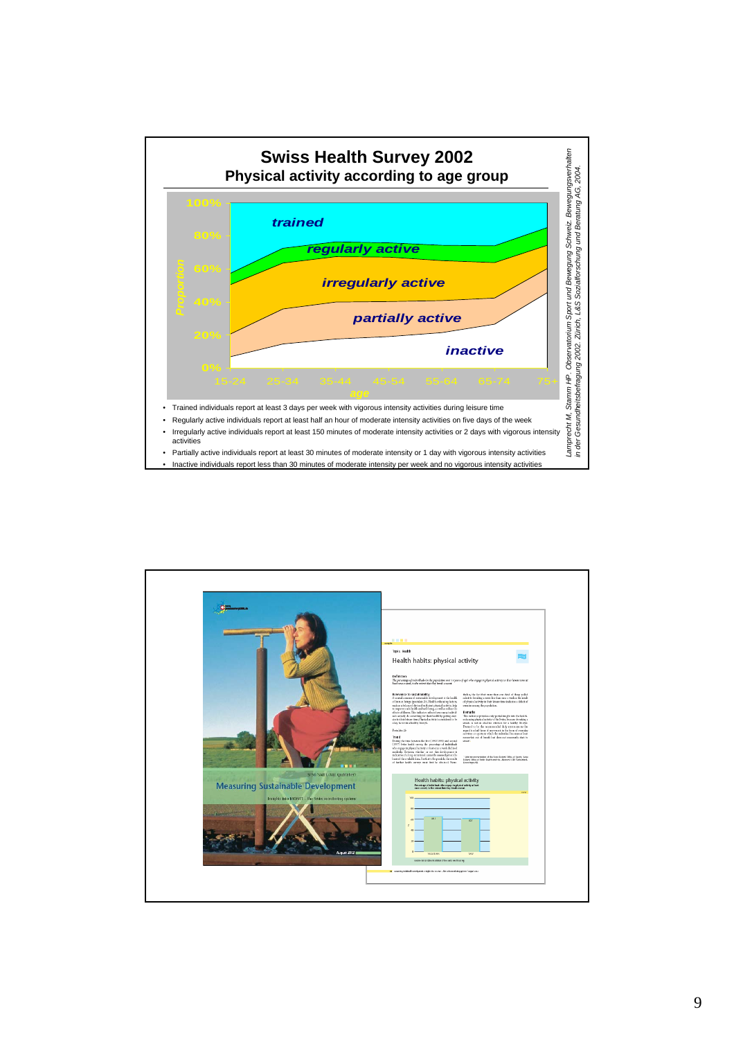# Swiss Health Survey 2002

## Physical activity according to age group

*Lamprecht M, Stamm HP. Observatorium Sport und Bewegung Schweiz. Bewegungsverhalten in der Gesundheitsbefragung 2002. Zürich, L&S Sozialforschung und Beratung AG, 2004.*

- Trained individuals report at least 3 days per week with vigorous intensity activities during leisure time
- Regularly active individuals report at least half an hour of moderate intensity activities on five days of the week
- Irregularly active individuals report at least 150 minutes of moderate intensity activities or 2 days with vigorous intensity activities
- Partially active individuals report at least 30 minutes of moderate intensity or 1 day with vigorous intensity activities
- Inactive individuals report less than 30 minutes of moderate intensity per week and no vigorous intensity activities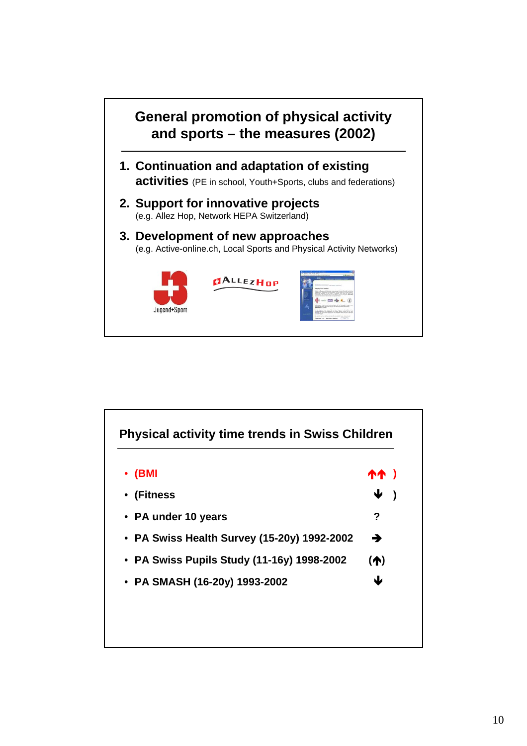## General promotion of physical activity and sports – the measures (2002)

1. **Continuation and adaptation of existing activities** (PE in school, Youth+Sports, clubs and federations)
2. **Support for innovative projects** (e.g. Allez Hop, Network HEPA Switzerland)
3. **Development of new approaches** (e.g. Active-online.ch, Local Sports and Physical Activity Networks)

Jugend+Sport

ALLEZHOP

## Physical activity time trends in Swiss Children

- **(BMI** ↑↑ **)**
- **(Fitness** ↓ **)**
- **PA under 10 years** ?
- **PA Swiss Health Survey (15-20y) 1992-2002** →
- **PA Swiss Pupils Study (11-16y) 1998-2002** (↑)
- **PA SMASH (16-20y) 1993-2002** ↓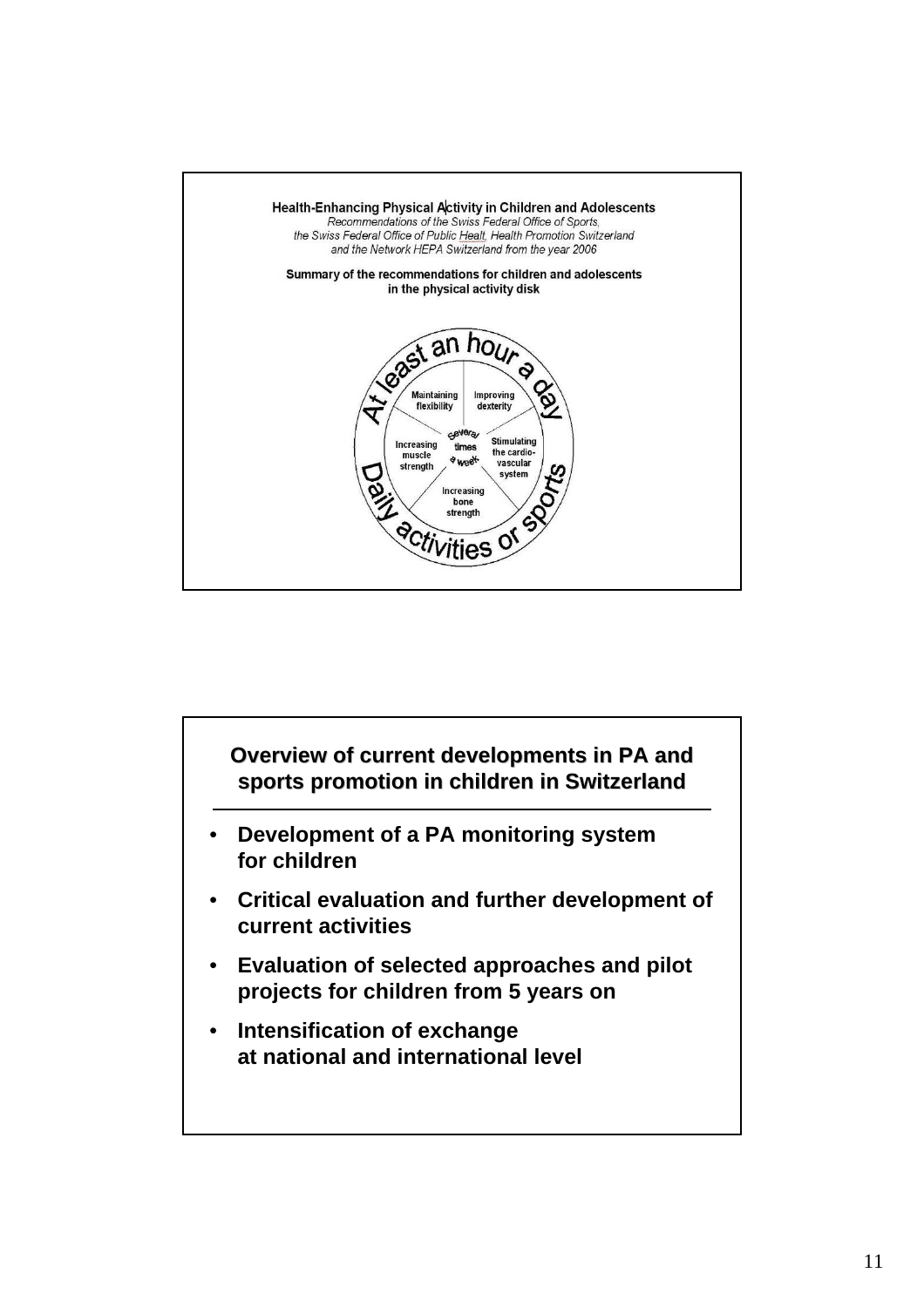**Health-Enhancing Physical Activity in Children and Adolescents**

*Recommendations of the Swiss Federal Office of Sports, the Swiss Federal Office of Public Healt, Health Promotion Switzerland and the Network HEPA Switzerland from the year 2006*

**Summary of the recommendations for children and adolescents in the physical activity disk**

At least an hour a day

Maintaining flexibility

Improving dexterity

Several times a week

Increasing muscle strength

Stimulating the cardio-vascular system

Increasing bone strength

Daily activities or sports

## Overview of current developments in PA and sports promotion in children in Switzerland

- **Development of a PA monitoring system for children**
- **Critical evaluation and further development of current activities**
- **Evaluation of selected approaches and pilot projects for children from 5 years on**
- **Intensification of exchange at national and international level**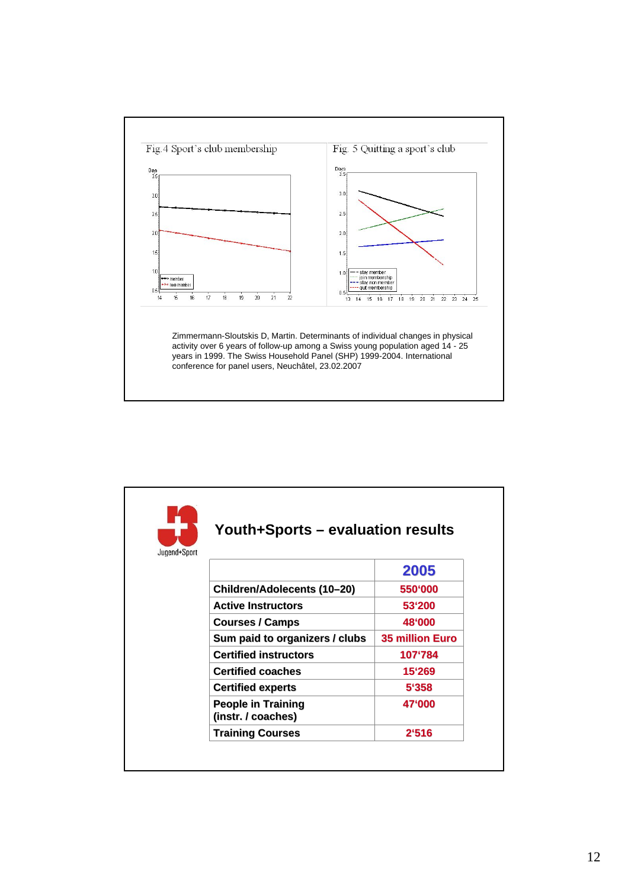Fig.4 Sport's club membership

Days

3.5
3.0
2.5
2.0
1.5
1.0
0.5

14 15 16 17 18 19 20 21 22

member
non-member

Fig. 5 Quitting a sport's club

Days

3.5
3.0
2.5
2.0
1.5
1.0
0.5

13 14 15 16 17 18 19 20 21 22 23 24 25

stay member
join membership
stay non member
quit membership

Zimmermann-Sloutskis D, Martin. Determinants of individual changes in physical activity over 6 years of follow-up among a Swiss young population aged 14 - 25 years in 1999. The Swiss Household Panel (SHP) 1999-2004. International conference for panel users, Neuchâtel, 23.02.2007

Jugend+Sport

## Youth+Sports – evaluation results

| | 2005 |
|---|---|
| **Children/Adolecents (10–20)** | 550'000 |
| **Active Instructors** | 53'200 |
| **Courses / Camps** | 48'000 |
| **Sum paid to organizers / clubs** | 35 million Euro |
| **Certified instructors** | 107'784 |
| **Certified coaches** | 15'269 |
| **Certified experts** | 5'358 |
| **People in Training (instr. / coaches)** | 47'000 |
| **Training Courses** | 2'516 |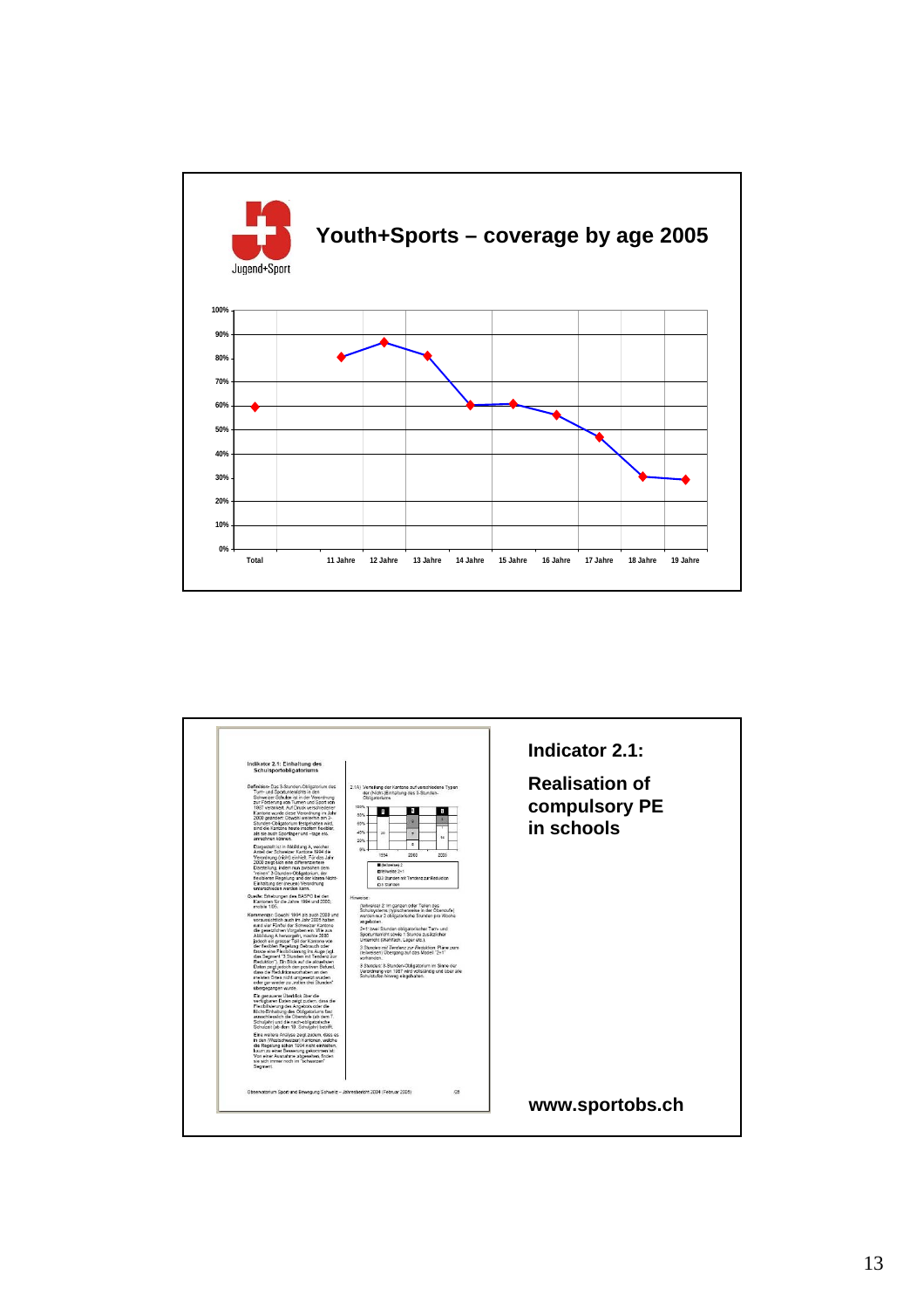## Youth+Sports – coverage by age 2005

Jugend+Sport

100%
90%
80%
70%
60%
50%
40%
30%
20%
10%
0%

Total
11 Jahre
12 Jahre
13 Jahre
14 Jahre
15 Jahre
16 Jahre
17 Jahre
18 Jahre
19 Jahre

## Indicator 2.1:

## Realisation of compulsory PE in schools

www.sportobs.ch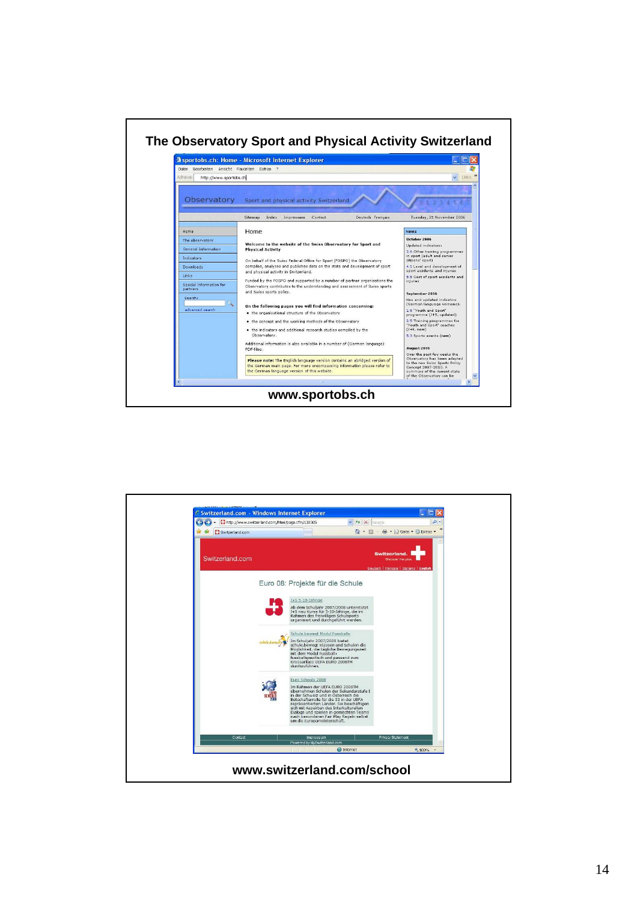## The Observatory Sport and Physical Activity Switzerland

www.sportobs.ch

www.switzerland.com/school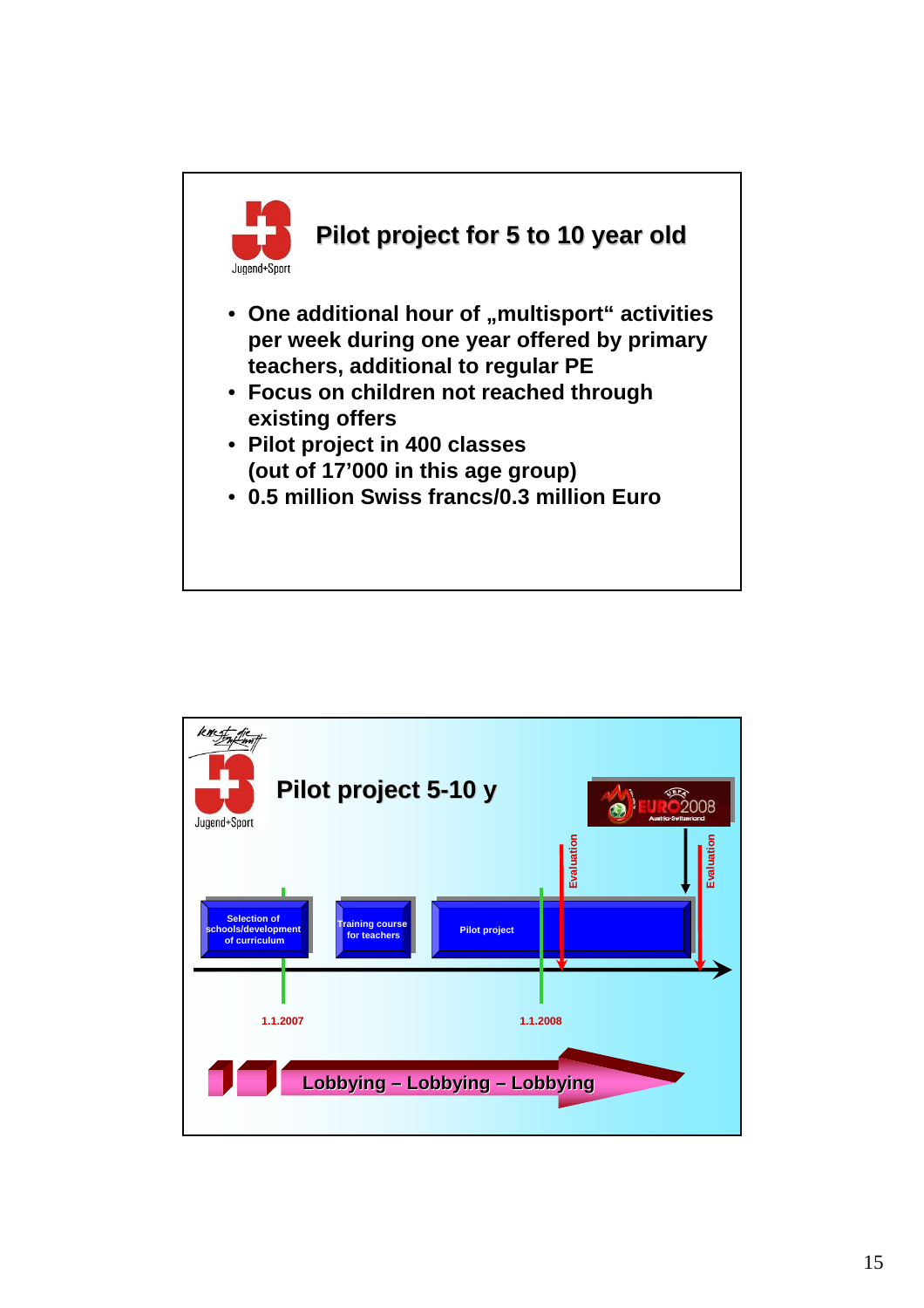## Pilot project for 5 to 10 year old

- One additional hour of „multisport“ activities per week during one year offered by primary teachers, additional to regular PE
- Focus on children not reached through existing offers
- Pilot project in 400 classes (out of 17’000 in this age group)
- 0.5 million Swiss francs/0.3 million Euro

## Pilot project 5-10 y

EURO2008

Selection of schools/development of curriculum

Training course for teachers

Pilot project

Evaluation

Evaluation

1.1.2007

1.1.2008

Lobbying – Lobbying – Lobbying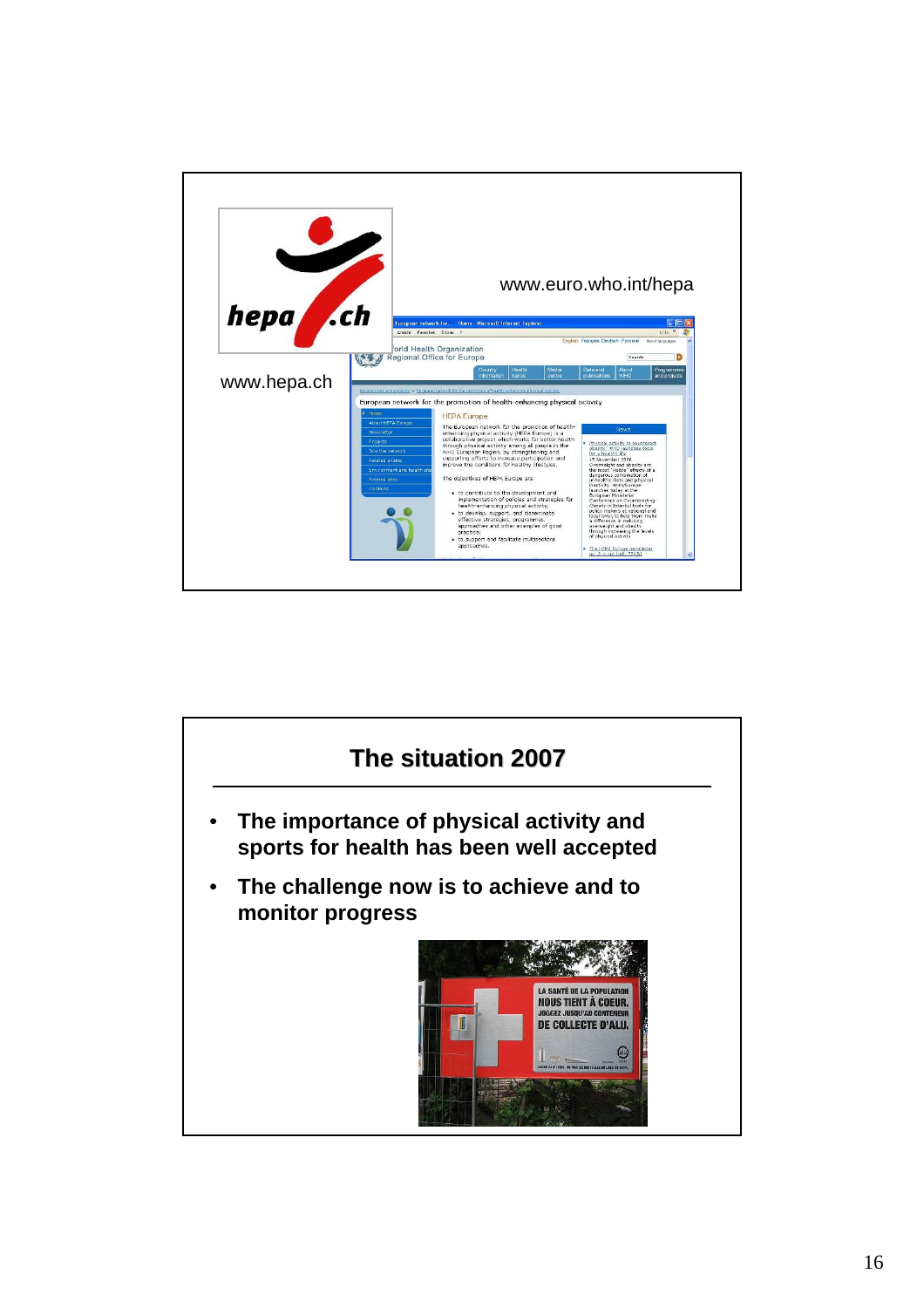www.euro.who.int/hepa

www.hepa.ch

## The situation 2007

- **The importance of physical activity and sports for health has been well accepted**
- **The challenge now is to achieve and to monitor progress**